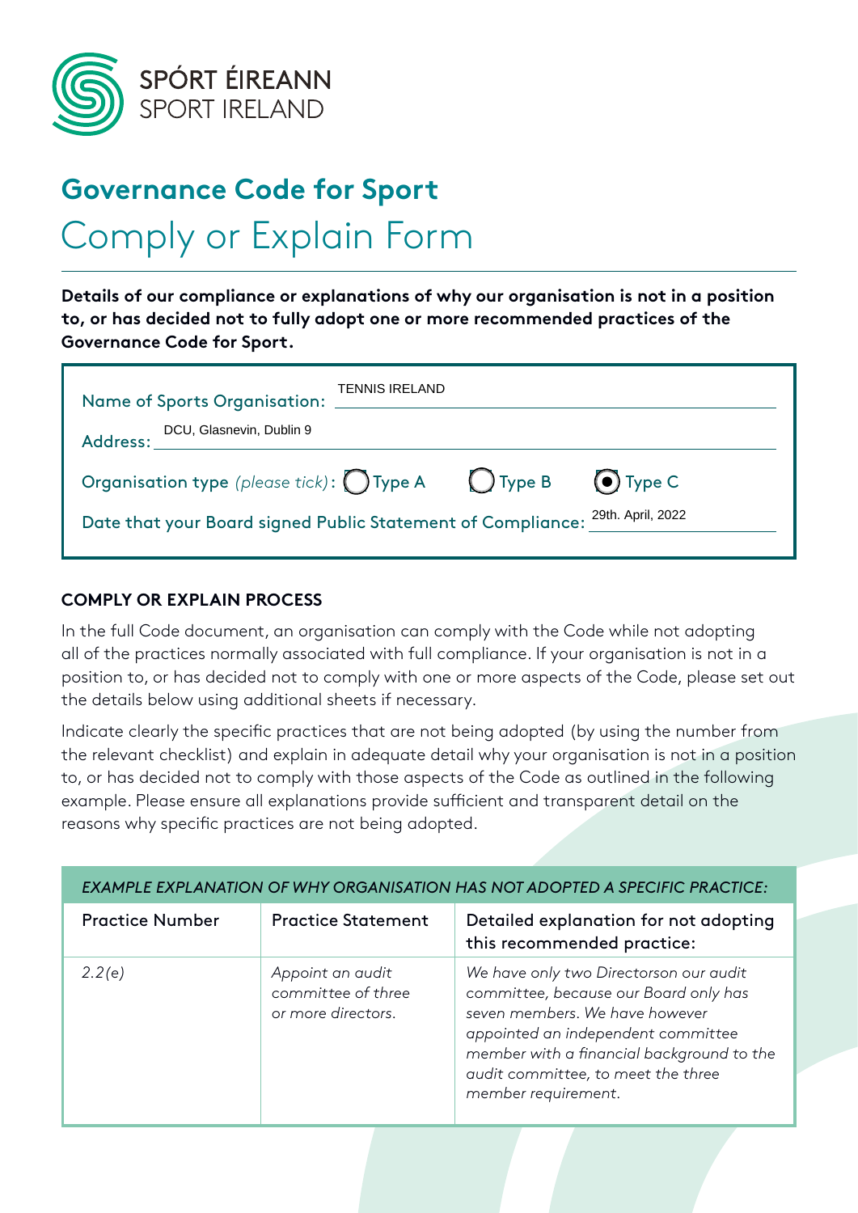SPÓRT ÉIREANN
SPORT IRELAND

# Governance Code for Sport

## Comply or Explain Form

**Details of our compliance or explanations of why our organisation is not in a position to, or has decided not to fully adopt one or more recommended practices of the Governance Code for Sport.**

Name of Sports Organisation: TENNIS IRELAND

Address: DCU, Glasnevin, Dublin 9

Organisation type *(please tick)*: ○ Type A ○ Type B ● Type C

Date that your Board signed Public Statement of Compliance: 29th. April, 2022

### COMPLY OR EXPLAIN PROCESS

In the full Code document, an organisation can comply with the Code while not adopting all of the practices normally associated with full compliance. If your organisation is not in a position to, or has decided not to comply with one or more aspects of the Code, please set out the details below using additional sheets if necessary.

Indicate clearly the specific practices that are not being adopted (by using the number from the relevant checklist) and explain in adequate detail why your organisation is not in a position to, or has decided not to comply with those aspects of the Code as outlined in the following example. Please ensure all explanations provide sufficient and transparent detail on the reasons why specific practices are not being adopted.

*EXAMPLE EXPLANATION OF WHY ORGANISATION HAS NOT ADOPTED A SPECIFIC PRACTICE:*

| Practice Number | Practice Statement | Detailed explanation for not adopting this recommended practice: |
|---|---|---|
| *2.2(e)* | *Appoint an audit committee of three or more directors.* | *We have only two Directorson our audit committee, because our Board only has seven members. We have however appointed an independent committee member with a financial background to the audit committee, to meet the three member requirement.* |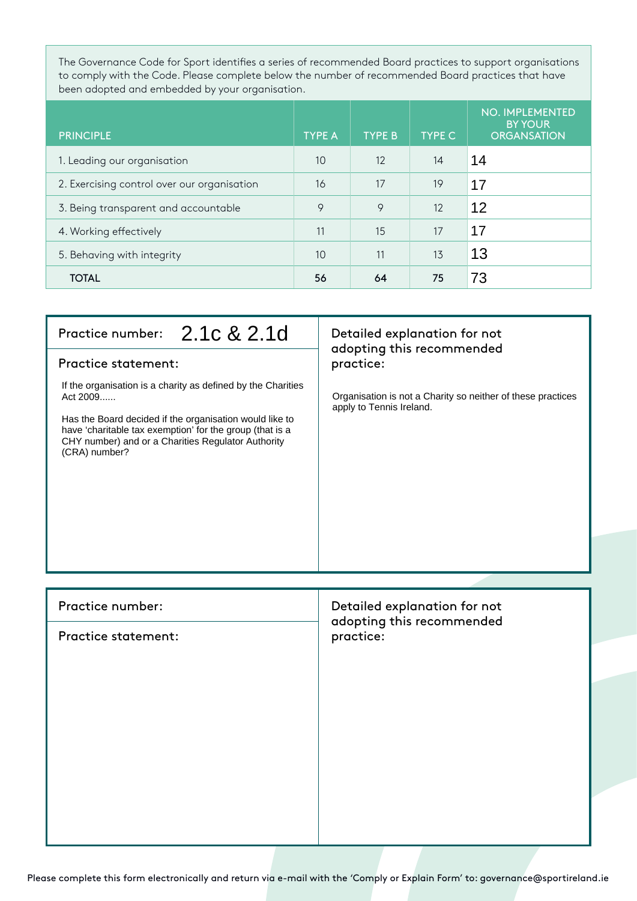The Governance Code for Sport identifies a series of recommended Board practices to support organisations to comply with the Code. Please complete below the number of recommended Board practices that have been adopted and embedded by your organisation.

| PRINCIPLE | TYPE A | TYPE B | TYPE C | NO. IMPLEMENTED BY YOUR ORGANSATION |
|---|---|---|---|---|
| 1. Leading our organisation | 10 | 12 | 14 | 14 |
| 2. Exercising control over our organisation | 16 | 17 | 19 | 17 |
| 3. Being transparent and accountable | 9 | 9 | 12 | 12 |
| 4. Working effectively | 11 | 15 | 17 | 17 |
| 5. Behaving with integrity | 10 | 11 | 13 | 13 |
| **TOTAL** | **56** | **64** | **75** | 73 |

| Practice number: 2.1c & 2.1d | Detailed explanation for not adopting this recommended practice: |
|---|---|
| **Practice statement:**<br><br>If the organisation is a charity as defined by the Charities Act 2009......<br><br>Has the Board decided if the organisation would like to have 'charitable tax exemption' for the group (that is a CHY number) and or a Charities Regulator Authority (CRA) number? | Organisation is not a Charity so neither of these practices apply to Tennis Ireland. |

| Practice number: | Detailed explanation for not adopting this recommended practice: |
|---|---|
| **Practice statement:** | |

Please complete this form electronically and return via e-mail with the 'Comply or Explain Form' to: governance@sportireland.ie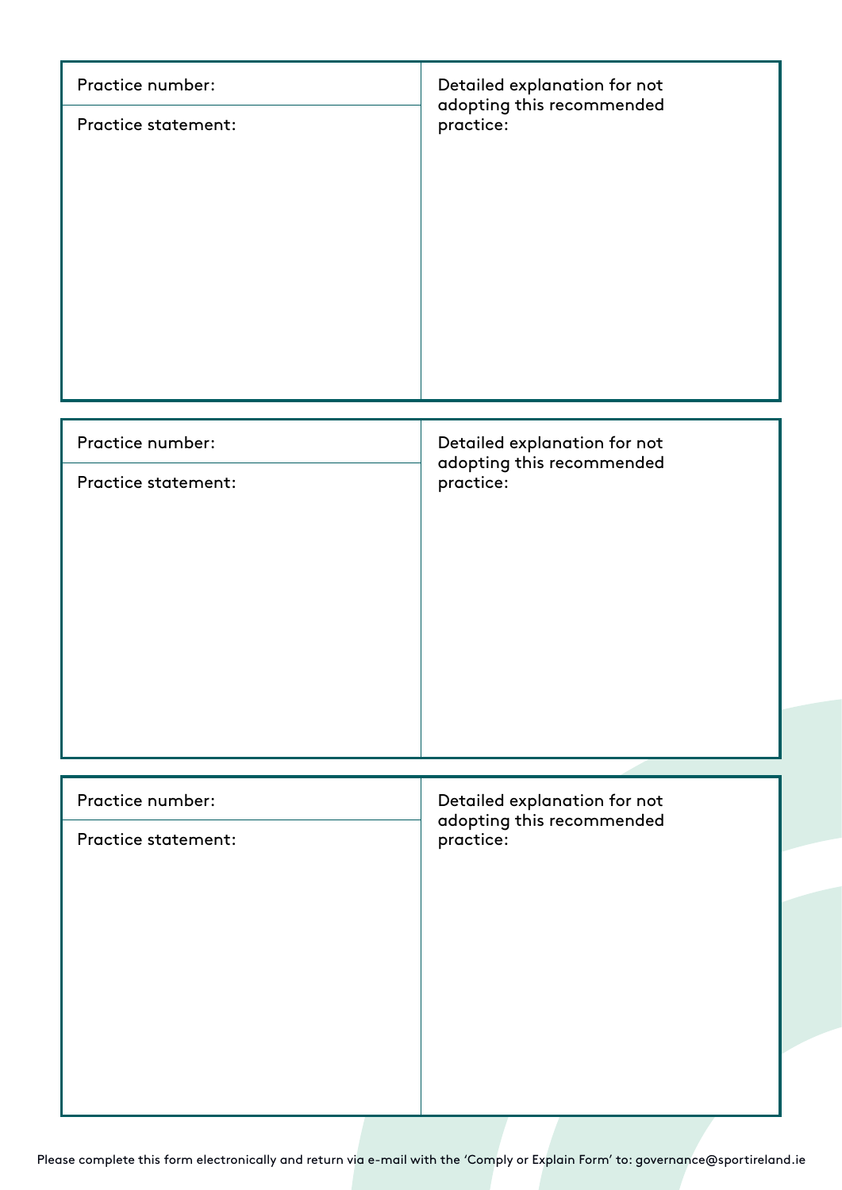| | |
|---|---|
| Practice number: | Detailed explanation for not adopting this recommended practice: |
| Practice statement: | |

| | |
|---|---|
| Practice number: | Detailed explanation for not adopting this recommended practice: |
| Practice statement: | |

| | |
|---|---|
| Practice number: | Detailed explanation for not adopting this recommended practice: |
| Practice statement: | |

Please complete this form electronically and return via e-mail with the 'Comply or Explain Form' to: governance@sportireland.ie